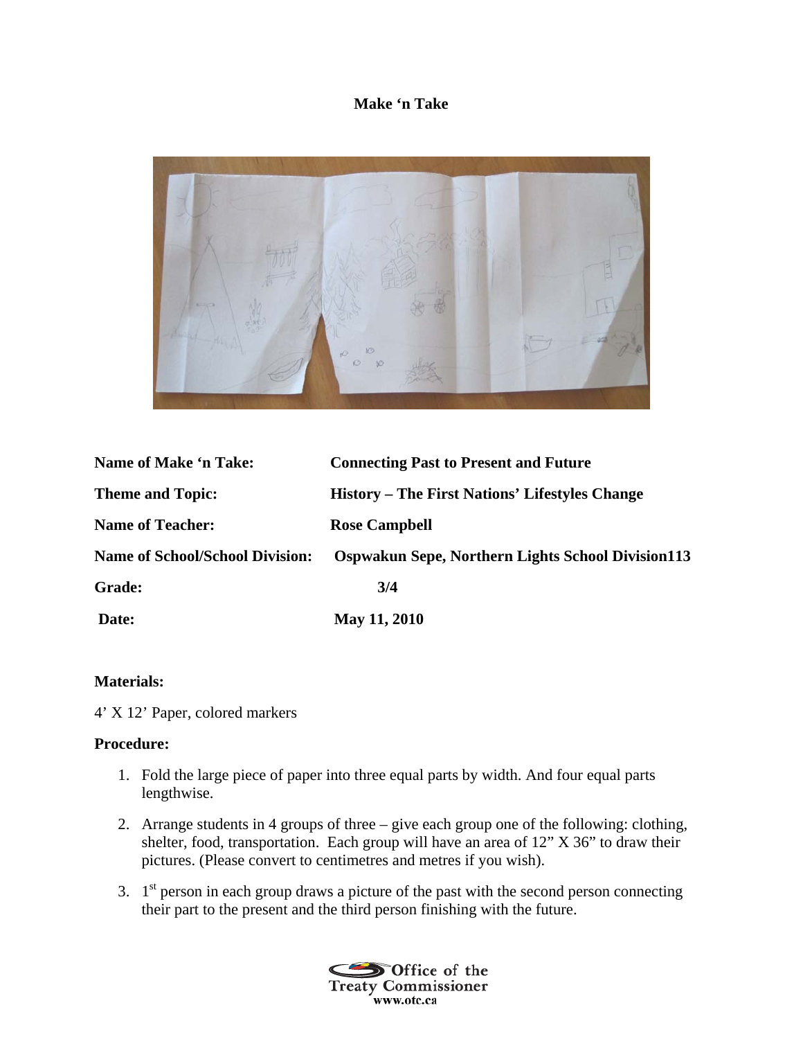# Make 'n Take

| | |
|---|---|
| **Name of Make 'n Take:** | **Connecting Past to Present and Future** |
| **Theme and Topic:** | **History – The First Nations' Lifestyles Change** |
| **Name of Teacher:** | **Rose Campbell** |
| **Name of School/School Division:** | **Ospwakun Sepe, Northern Lights School Division113** |
| **Grade:** | **3/4** |
| **Date:** | **May 11, 2010** |

**Materials:**

4' X 12' Paper, colored markers

**Procedure:**

1. Fold the large piece of paper into three equal parts by width. And four equal parts lengthwise.
2. Arrange students in 4 groups of three – give each group one of the following: clothing, shelter, food, transportation. Each group will have an area of 12" X 36" to draw their pictures. (Please convert to centimetres and metres if you wish).
3. 1st person in each group draws a picture of the past with the second person connecting their part to the present and the third person finishing with the future.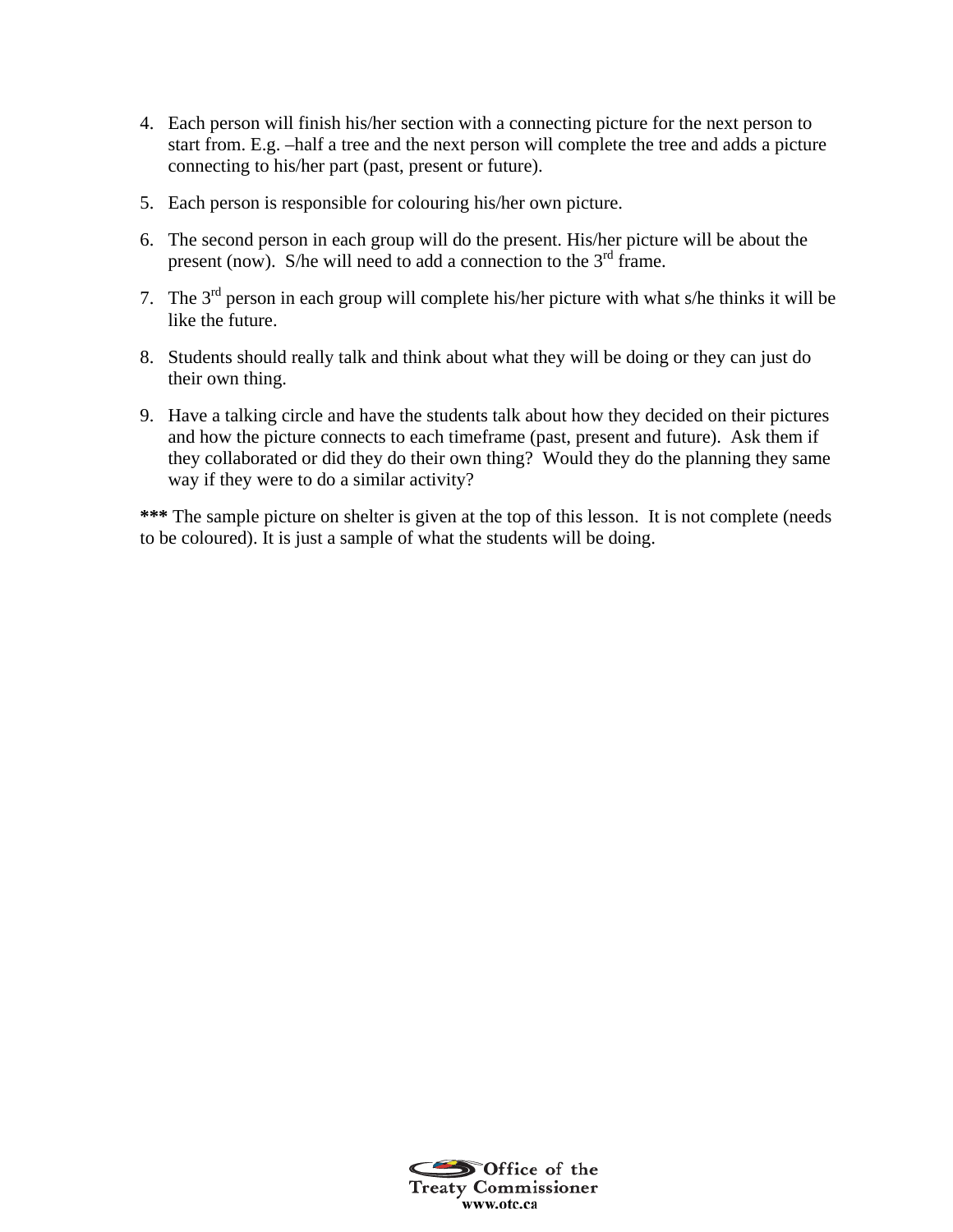4. Each person will finish his/her section with a connecting picture for the next person to start from. E.g. –half a tree and the next person will complete the tree and adds a picture connecting to his/her part (past, present or future).
5. Each person is responsible for colouring his/her own picture.
6. The second person in each group will do the present. His/her picture will be about the present (now). S/he will need to add a connection to the 3rd frame.
7. The 3rd person in each group will complete his/her picture with what s/he thinks it will be like the future.
8. Students should really talk and think about what they will be doing or they can just do their own thing.
9. Have a talking circle and have the students talk about how they decided on their pictures and how the picture connects to each timeframe (past, present and future). Ask them if they collaborated or did they do their own thing? Would they do the planning they same way if they were to do a similar activity?

**\*\*\*** The sample picture on shelter is given at the top of this lesson. It is not complete (needs to be coloured). It is just a sample of what the students will be doing.